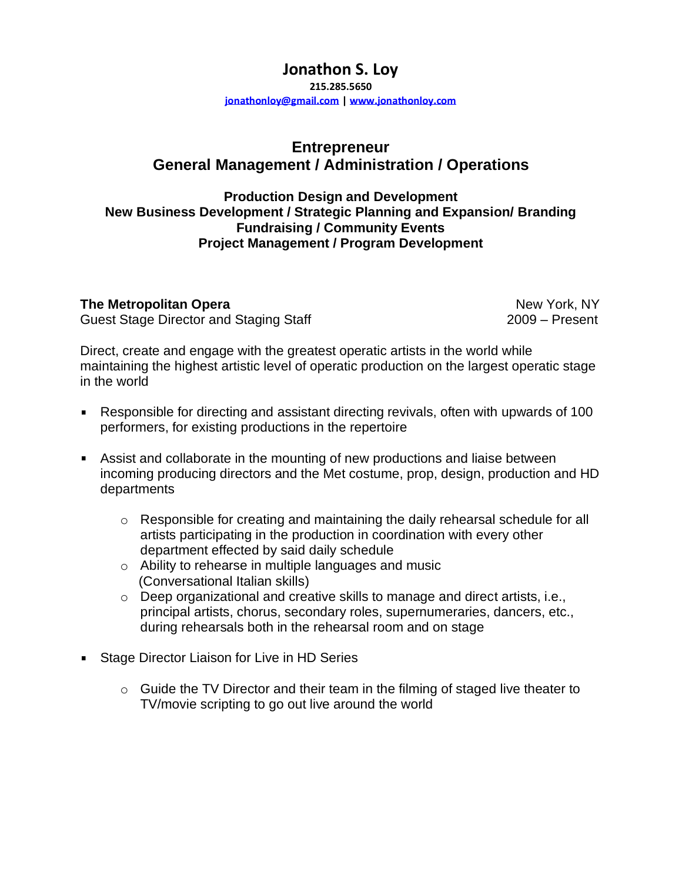# Jonathon S. Loy

**215.285.5650**
**jonathonloy@gmail.com | www.jonathonloy.com**

## Entrepreneur
## General Management / Administration / Operations

**Production Design and Development**
**New Business Development / Strategic Planning and Expansion/ Branding**
**Fundraising / Community Events**
**Project Management / Program Development**

**The Metropolitan Opera** — New York, NY
Guest Stage Director and Staging Staff — 2009 – Present

Direct, create and engage with the greatest operatic artists in the world while maintaining the highest artistic level of operatic production on the largest operatic stage in the world

- Responsible for directing and assistant directing revivals, often with upwards of 100 performers, for existing productions in the repertoire
- Assist and collaborate in the mounting of new productions and liaise between incoming producing directors and the Met costume, prop, design, production and HD departments
  - Responsible for creating and maintaining the daily rehearsal schedule for all artists participating in the production in coordination with every other department effected by said daily schedule
  - Ability to rehearse in multiple languages and music (Conversational Italian skills)
  - Deep organizational and creative skills to manage and direct artists, i.e., principal artists, chorus, secondary roles, supernumeraries, dancers, etc., during rehearsals both in the rehearsal room and on stage
- Stage Director Liaison for Live in HD Series
  - Guide the TV Director and their team in the filming of staged live theater to TV/movie scripting to go out live around the world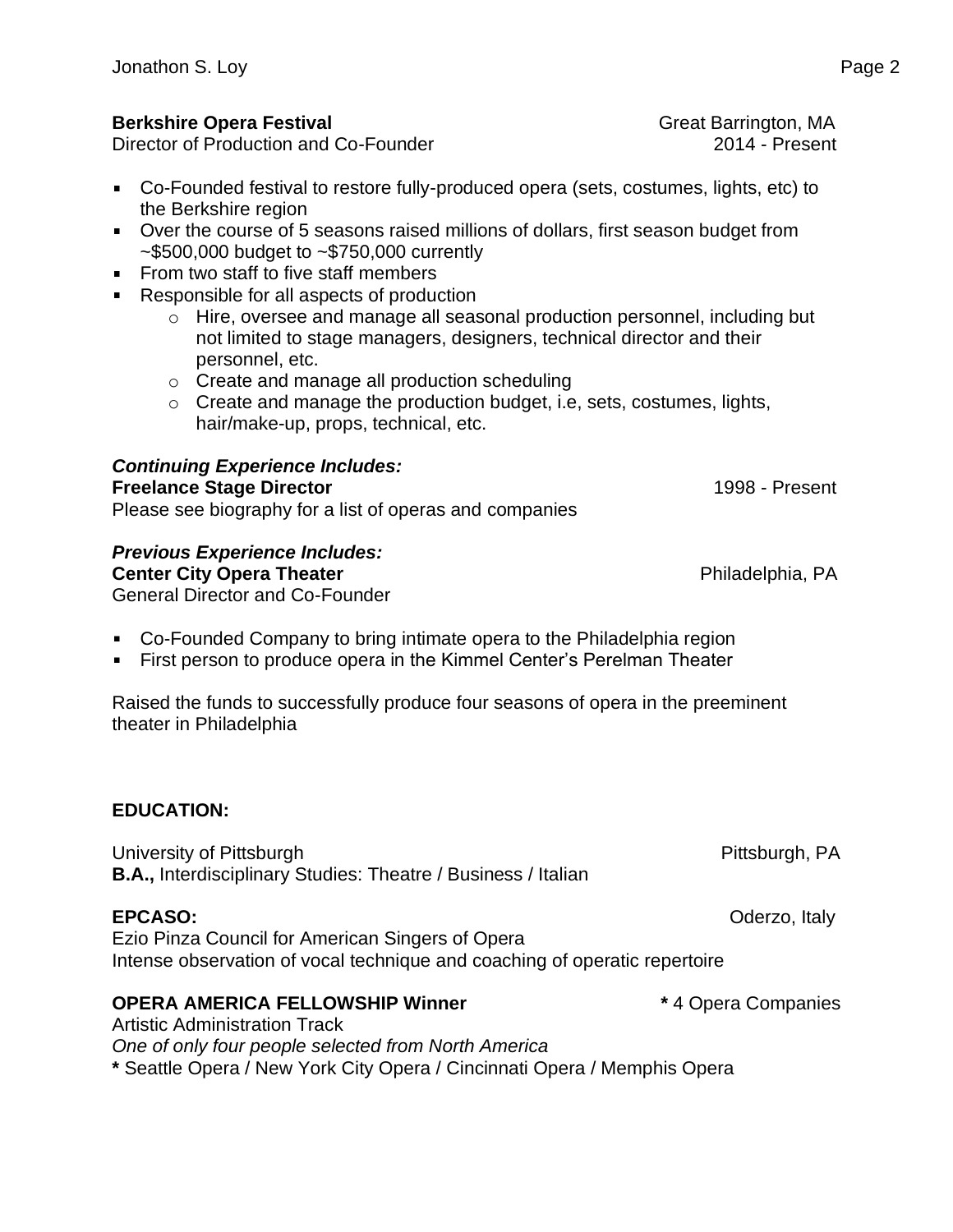**Berkshire Opera Festival** Great Barrington, MA
Director of Production and Co-Founder 2014 - Present

- Co-Founded festival to restore fully-produced opera (sets, costumes, lights, etc) to the Berkshire region
- Over the course of 5 seasons raised millions of dollars, first season budget from ~$500,000 budget to ~$750,000 currently
- From two staff to five staff members
- Responsible for all aspects of production
  - Hire, oversee and manage all seasonal production personnel, including but not limited to stage managers, designers, technical director and their personnel, etc.
  - Create and manage all production scheduling
  - Create and manage the production budget, i.e, sets, costumes, lights, hair/make-up, props, technical, etc.

***Continuing Experience Includes:***
**Freelance Stage Director** 1998 - Present
Please see biography for a list of operas and companies

***Previous Experience Includes:***
**Center City Opera Theater** Philadelphia, PA
General Director and Co-Founder

- Co-Founded Company to bring intimate opera to the Philadelphia region
- First person to produce opera in the Kimmel Center's Perelman Theater

Raised the funds to successfully produce four seasons of opera in the preeminent theater in Philadelphia

## EDUCATION:

University of Pittsburgh Pittsburgh, PA
**B.A.,** Interdisciplinary Studies: Theatre / Business / Italian

**EPCASO:** Oderzo, Italy
Ezio Pinza Council for American Singers of Opera
Intense observation of vocal technique and coaching of operatic repertoire

**OPERA AMERICA FELLOWSHIP Winner** **\*** 4 Opera Companies
Artistic Administration Track
*One of only four people selected from North America*
**\*** Seattle Opera / New York City Opera / Cincinnati Opera / Memphis Opera